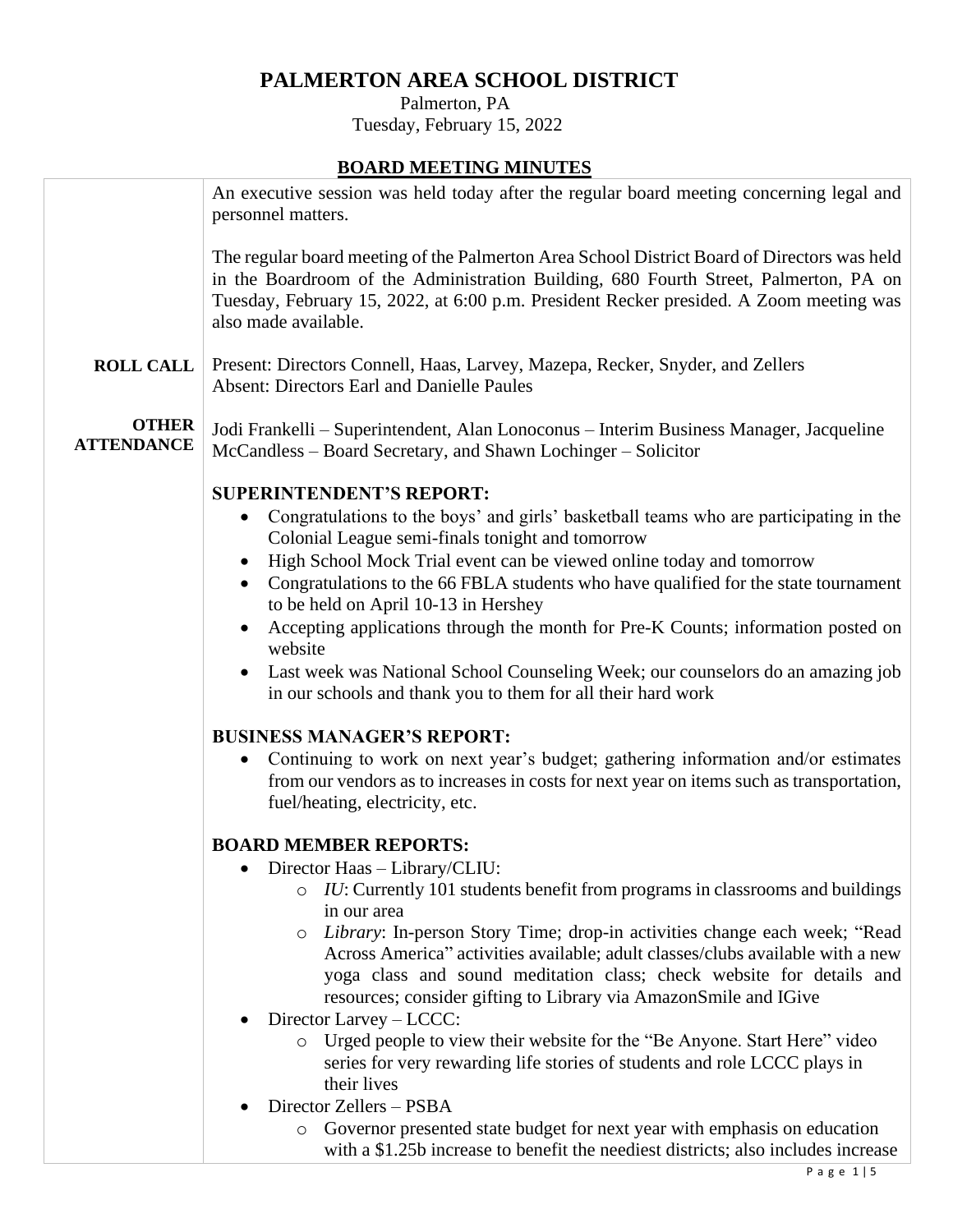# PALMERTON AREA SCHOOL DISTRICT

Palmerton, PA
Tuesday, February 15, 2022

## BOARD MEETING MINUTES

An executive session was held today after the regular board meeting concerning legal and personnel matters.

The regular board meeting of the Palmerton Area School District Board of Directors was held in the Boardroom of the Administration Building, 680 Fourth Street, Palmerton, PA on Tuesday, February 15, 2022, at 6:00 p.m. President Recker presided. A Zoom meeting was also made available.

**ROLL CALL**

Present: Directors Connell, Haas, Larvey, Mazepa, Recker, Snyder, and Zellers
Absent: Directors Earl and Danielle Paules

**OTHER ATTENDANCE**

Jodi Frankelli – Superintendent, Alan Lonoconus – Interim Business Manager, Jacqueline McCandless – Board Secretary, and Shawn Lochinger – Solicitor

**SUPERINTENDENT'S REPORT:**

- Congratulations to the boys' and girls' basketball teams who are participating in the Colonial League semi-finals tonight and tomorrow
- High School Mock Trial event can be viewed online today and tomorrow
- Congratulations to the 66 FBLA students who have qualified for the state tournament to be held on April 10-13 in Hershey
- Accepting applications through the month for Pre-K Counts; information posted on website
- Last week was National School Counseling Week; our counselors do an amazing job in our schools and thank you to them for all their hard work

**BUSINESS MANAGER'S REPORT:**

- Continuing to work on next year's budget; gathering information and/or estimates from our vendors as to increases in costs for next year on items such as transportation, fuel/heating, electricity, etc.

**BOARD MEMBER REPORTS:**

- Director Haas – Library/CLIU:
  - *IU*: Currently 101 students benefit from programs in classrooms and buildings in our area
  - *Library*: In-person Story Time; drop-in activities change each week; "Read Across America" activities available; adult classes/clubs available with a new yoga class and sound meditation class; check website for details and resources; consider gifting to Library via AmazonSmile and IGive
- Director Larvey – LCCC:
  - Urged people to view their website for the "Be Anyone. Start Here" video series for very rewarding life stories of students and role LCCC plays in their lives
- Director Zellers – PSBA
  - Governor presented state budget for next year with emphasis on education with a $1.25b increase to benefit the neediest districts; also includes increase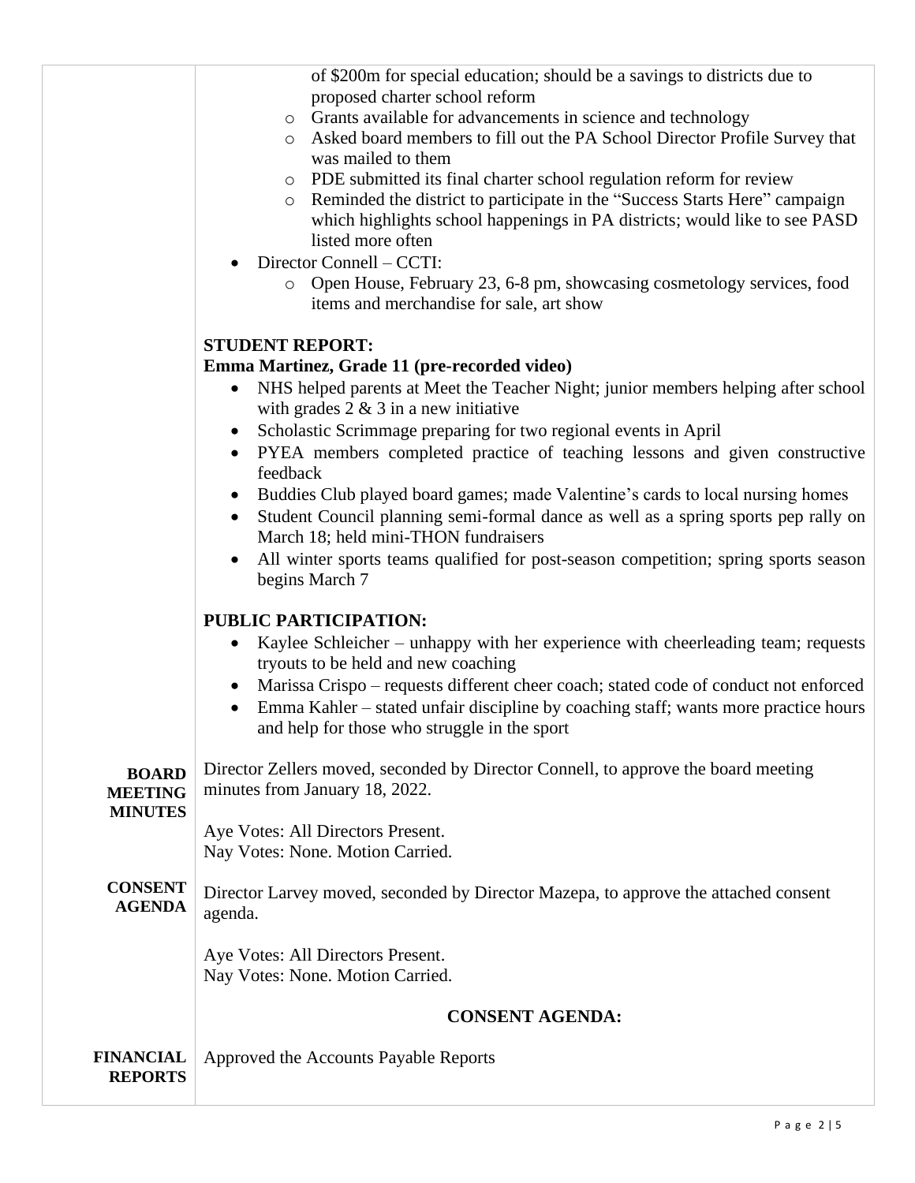of $200m for special education; should be a savings to districts due to proposed charter school reform
  - Grants available for advancements in science and technology
  - Asked board members to fill out the PA School Director Profile Survey that was mailed to them
  - PDE submitted its final charter school regulation reform for review
  - Reminded the district to participate in the "Success Starts Here" campaign which highlights school happenings in PA districts; would like to see PASD listed more often
- Director Connell – CCTI:
  - Open House, February 23, 6-8 pm, showcasing cosmetology services, food items and merchandise for sale, art show

**STUDENT REPORT:**

**Emma Martinez, Grade 11 (pre-recorded video)**

- NHS helped parents at Meet the Teacher Night; junior members helping after school with grades 2 & 3 in a new initiative
- Scholastic Scrimmage preparing for two regional events in April
- PYEA members completed practice of teaching lessons and given constructive feedback
- Buddies Club played board games; made Valentine's cards to local nursing homes
- Student Council planning semi-formal dance as well as a spring sports pep rally on March 18; held mini-THON fundraisers
- All winter sports teams qualified for post-season competition; spring sports season begins March 7

**PUBLIC PARTICIPATION:**

- Kaylee Schleicher – unhappy with her experience with cheerleading team; requests tryouts to be held and new coaching
- Marissa Crispo – requests different cheer coach; stated code of conduct not enforced
- Emma Kahler – stated unfair discipline by coaching staff; wants more practice hours and help for those who struggle in the sport

**BOARD MEETING MINUTES**

Director Zellers moved, seconded by Director Connell, to approve the board meeting minutes from January 18, 2022.

Aye Votes: All Directors Present.
Nay Votes: None. Motion Carried.

**CONSENT AGENDA**

Director Larvey moved, seconded by Director Mazepa, to approve the attached consent agenda.

Aye Votes: All Directors Present.
Nay Votes: None. Motion Carried.

## CONSENT AGENDA:

**FINANCIAL REPORTS**

Approved the Accounts Payable Reports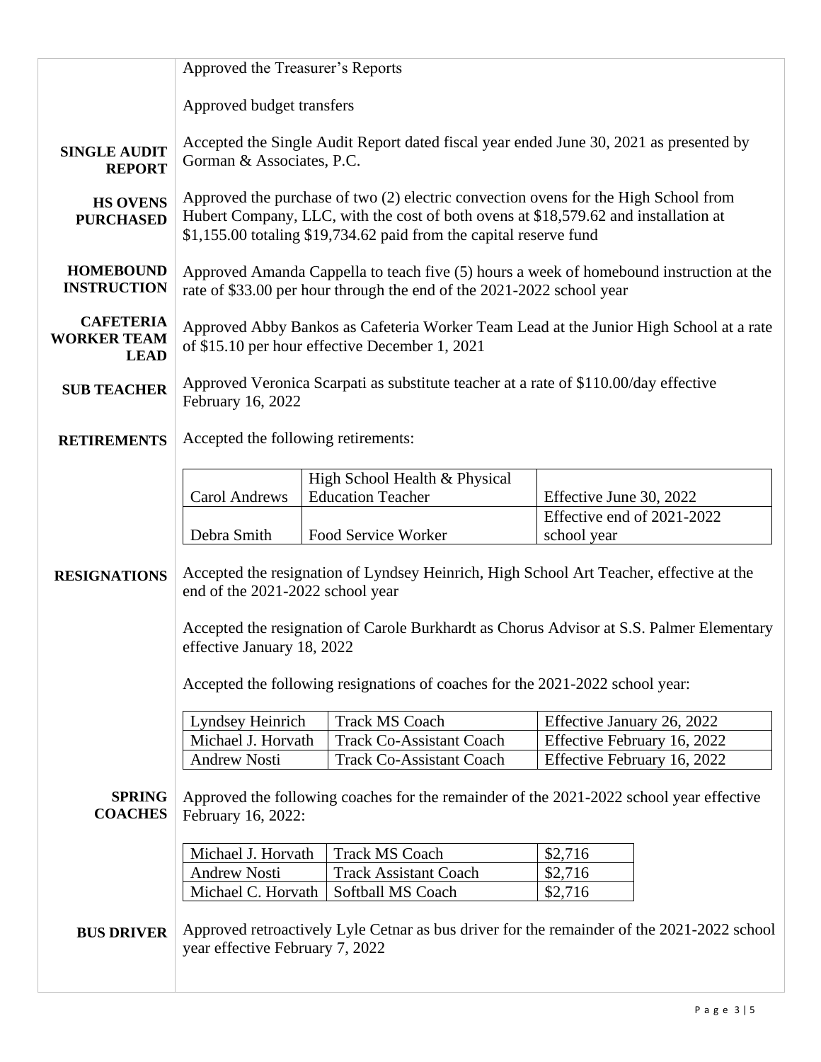Approved the Treasurer's Reports

Approved budget transfers

**SINGLE AUDIT REPORT**

Accepted the Single Audit Report dated fiscal year ended June 30, 2021 as presented by Gorman & Associates, P.C.

**HS OVENS PURCHASED**

Approved the purchase of two (2) electric convection ovens for the High School from Hubert Company, LLC, with the cost of both ovens at $18,579.62 and installation at $1,155.00 totaling $19,734.62 paid from the capital reserve fund

**HOMEBOUND INSTRUCTION**

Approved Amanda Cappella to teach five (5) hours a week of homebound instruction at the rate of $33.00 per hour through the end of the 2021-2022 school year

**CAFETERIA WORKER TEAM LEAD**

Approved Abby Bankos as Cafeteria Worker Team Lead at the Junior High School at a rate of $15.10 per hour effective December 1, 2021

**SUB TEACHER**

Approved Veronica Scarpati as substitute teacher at a rate of $110.00/day effective February 16, 2022

**RETIREMENTS**

Accepted the following retirements:

| | | |
|---|---|---|
| Carol Andrews | High School Health & Physical Education Teacher | Effective June 30, 2022 |
| Debra Smith | Food Service Worker | Effective end of 2021-2022 school year |

**RESIGNATIONS**

Accepted the resignation of Lyndsey Heinrich, High School Art Teacher, effective at the end of the 2021-2022 school year

Accepted the resignation of Carole Burkhardt as Chorus Advisor at S.S. Palmer Elementary effective January 18, 2022

Accepted the following resignations of coaches for the 2021-2022 school year:

| | | |
|---|---|---|
| Lyndsey Heinrich | Track MS Coach | Effective January 26, 2022 |
| Michael J. Horvath | Track Co-Assistant Coach | Effective February 16, 2022 |
| Andrew Nosti | Track Co-Assistant Coach | Effective February 16, 2022 |

**SPRING COACHES**

Approved the following coaches for the remainder of the 2021-2022 school year effective February 16, 2022:

| | | |
|---|---|---|
| Michael J. Horvath | Track MS Coach | $2,716 |
| Andrew Nosti | Track Assistant Coach | $2,716 |
| Michael C. Horvath | Softball MS Coach | $2,716 |

**BUS DRIVER**

Approved retroactively Lyle Cetnar as bus driver for the remainder of the 2021-2022 school year effective February 7, 2022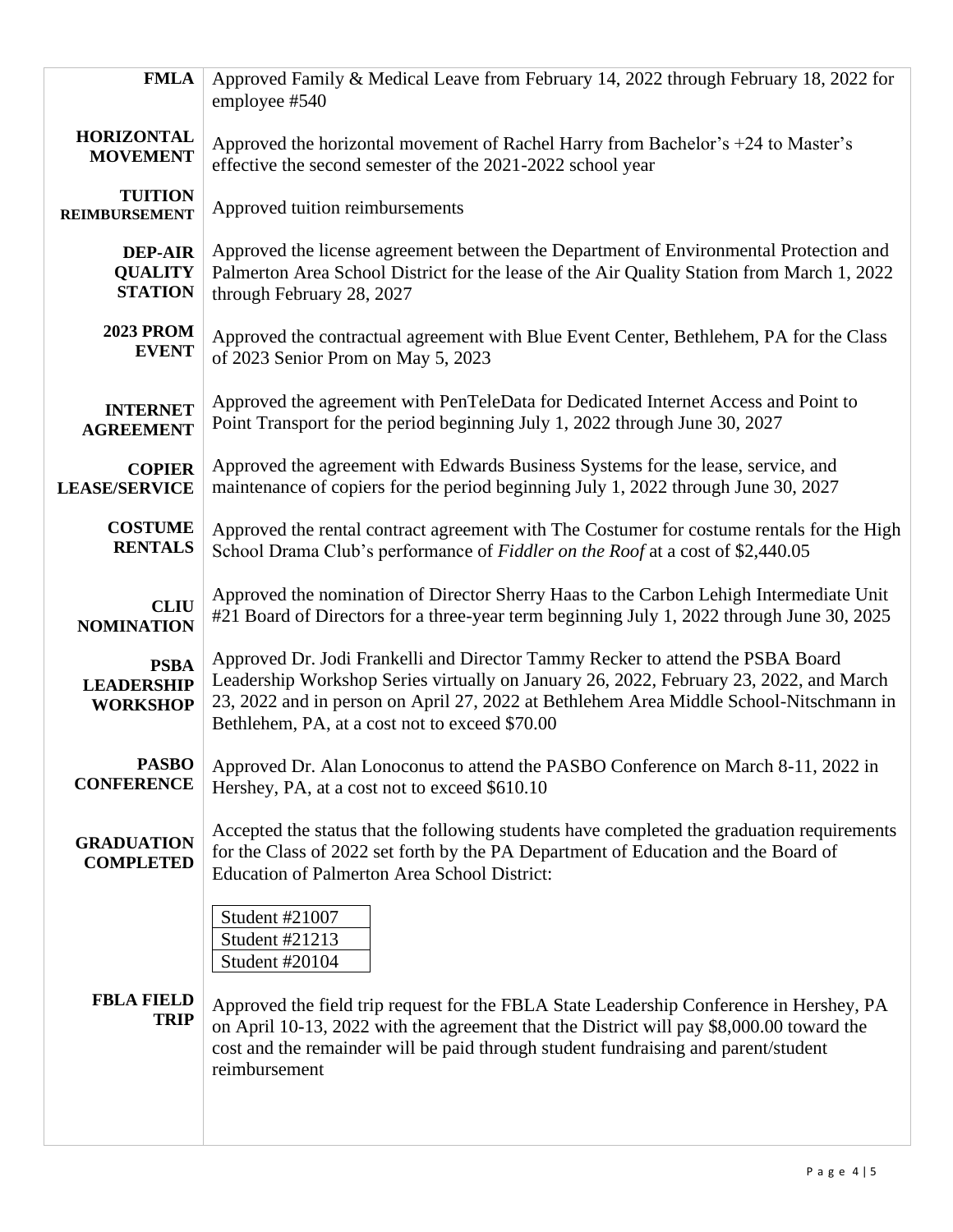| | |
|---|---|
| **FMLA** | Approved Family & Medical Leave from February 14, 2022 through February 18, 2022 for employee #540 |
| **HORIZONTAL MOVEMENT** | Approved the horizontal movement of Rachel Harry from Bachelor's +24 to Master's effective the second semester of the 2021-2022 school year |
| **TUITION REIMBURSEMENT** | Approved tuition reimbursements |
| **DEP-AIR QUALITY STATION** | Approved the license agreement between the Department of Environmental Protection and Palmerton Area School District for the lease of the Air Quality Station from March 1, 2022 through February 28, 2027 |
| **2023 PROM EVENT** | Approved the contractual agreement with Blue Event Center, Bethlehem, PA for the Class of 2023 Senior Prom on May 5, 2023 |
| **INTERNET AGREEMENT** | Approved the agreement with PenTeleData for Dedicated Internet Access and Point to Point Transport for the period beginning July 1, 2022 through June 30, 2027 |
| **COPIER LEASE/SERVICE** | Approved the agreement with Edwards Business Systems for the lease, service, and maintenance of copiers for the period beginning July 1, 2022 through June 30, 2027 |
| **COSTUME RENTALS** | Approved the rental contract agreement with The Costumer for costume rentals for the High School Drama Club's performance of *Fiddler on the Roof* at a cost of $2,440.05 |
| **CLIU NOMINATION** | Approved the nomination of Director Sherry Haas to the Carbon Lehigh Intermediate Unit #21 Board of Directors for a three-year term beginning July 1, 2022 through June 30, 2025 |
| **PSBA LEADERSHIP WORKSHOP** | Approved Dr. Jodi Frankelli and Director Tammy Recker to attend the PSBA Board Leadership Workshop Series virtually on January 26, 2022, February 23, 2022, and March 23, 2022 and in person on April 27, 2022 at Bethlehem Area Middle School-Nitschmann in Bethlehem, PA, at a cost not to exceed $70.00 |
| **PASBO CONFERENCE** | Approved Dr. Alan Lonoconus to attend the PASBO Conference on March 8-11, 2022 in Hershey, PA, at a cost not to exceed $610.10 |
| **GRADUATION COMPLETED** | Accepted the status that the following students have completed the graduation requirements for the Class of 2022 set forth by the PA Department of Education and the Board of Education of Palmerton Area School District:<br>Student #21007<br>Student #21213<br>Student #20104 |
| **FBLA FIELD TRIP** | Approved the field trip request for the FBLA State Leadership Conference in Hershey, PA on April 10-13, 2022 with the agreement that the District will pay $8,000.00 toward the cost and the remainder will be paid through student fundraising and parent/student reimbursement |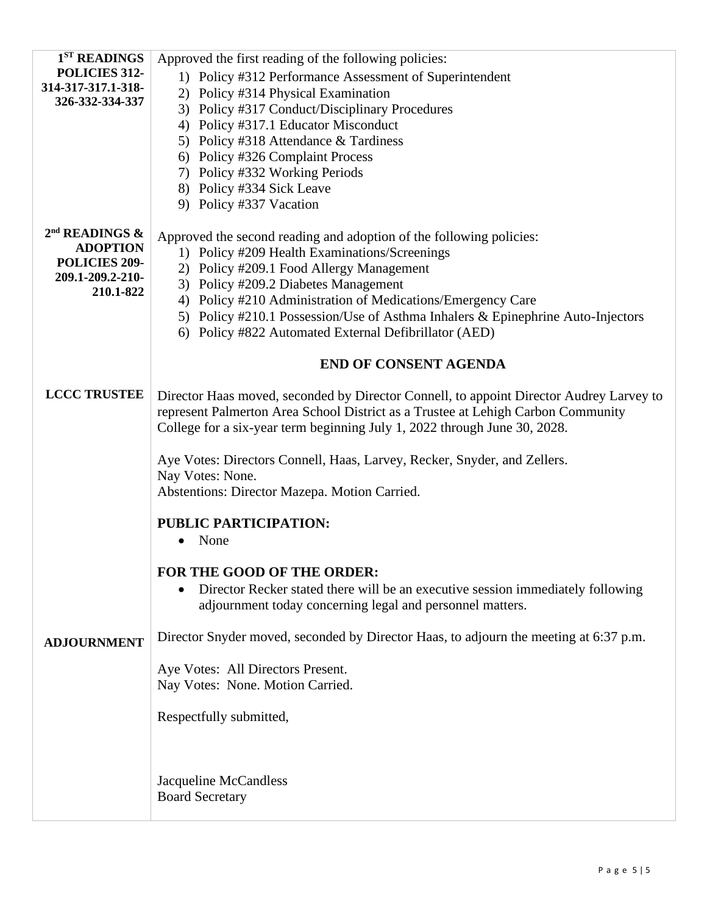| | |
|---|---|
| **1[ST] READINGS POLICIES 312-314-317-317.1-318-326-332-334-337** | Approved the first reading of the following policies:<br>1) Policy #312 Performance Assessment of Superintendent<br>2) Policy #314 Physical Examination<br>3) Policy #317 Conduct/Disciplinary Procedures<br>4) Policy #317.1 Educator Misconduct<br>5) Policy #318 Attendance & Tardiness<br>6) Policy #326 Complaint Process<br>7) Policy #332 Working Periods<br>8) Policy #334 Sick Leave<br>9) Policy #337 Vacation |
| **2[nd] READINGS & ADOPTION POLICIES 209-209.1-209.2-210-210.1-822** | Approved the second reading and adoption of the following policies:<br>1) Policy #209 Health Examinations/Screenings<br>2) Policy #209.1 Food Allergy Management<br>3) Policy #209.2 Diabetes Management<br>4) Policy #210 Administration of Medications/Emergency Care<br>5) Policy #210.1 Possession/Use of Asthma Inhalers & Epinephrine Auto-Injectors<br>6) Policy #822 Automated External Defibrillator (AED)<br><br>**END OF CONSENT AGENDA** |
| **LCCC TRUSTEE** | Director Haas moved, seconded by Director Connell, to appoint Director Audrey Larvey to represent Palmerton Area School District as a Trustee at Lehigh Carbon Community College for a six-year term beginning July 1, 2022 through June 30, 2028.<br><br>Aye Votes: Directors Connell, Haas, Larvey, Recker, Snyder, and Zellers.<br>Nay Votes: None.<br>Abstentions: Director Mazepa. Motion Carried.<br><br>**PUBLIC PARTICIPATION:**<br>• None<br><br>**FOR THE GOOD OF THE ORDER:**<br>• Director Recker stated there will be an executive session immediately following adjournment today concerning legal and personnel matters. |
| **ADJOURNMENT** | Director Snyder moved, seconded by Director Haas, to adjourn the meeting at 6:37 p.m.<br><br>Aye Votes: All Directors Present.<br>Nay Votes: None. Motion Carried.<br><br>Respectfully submitted,<br><br>Jacqueline McCandless<br>Board Secretary |